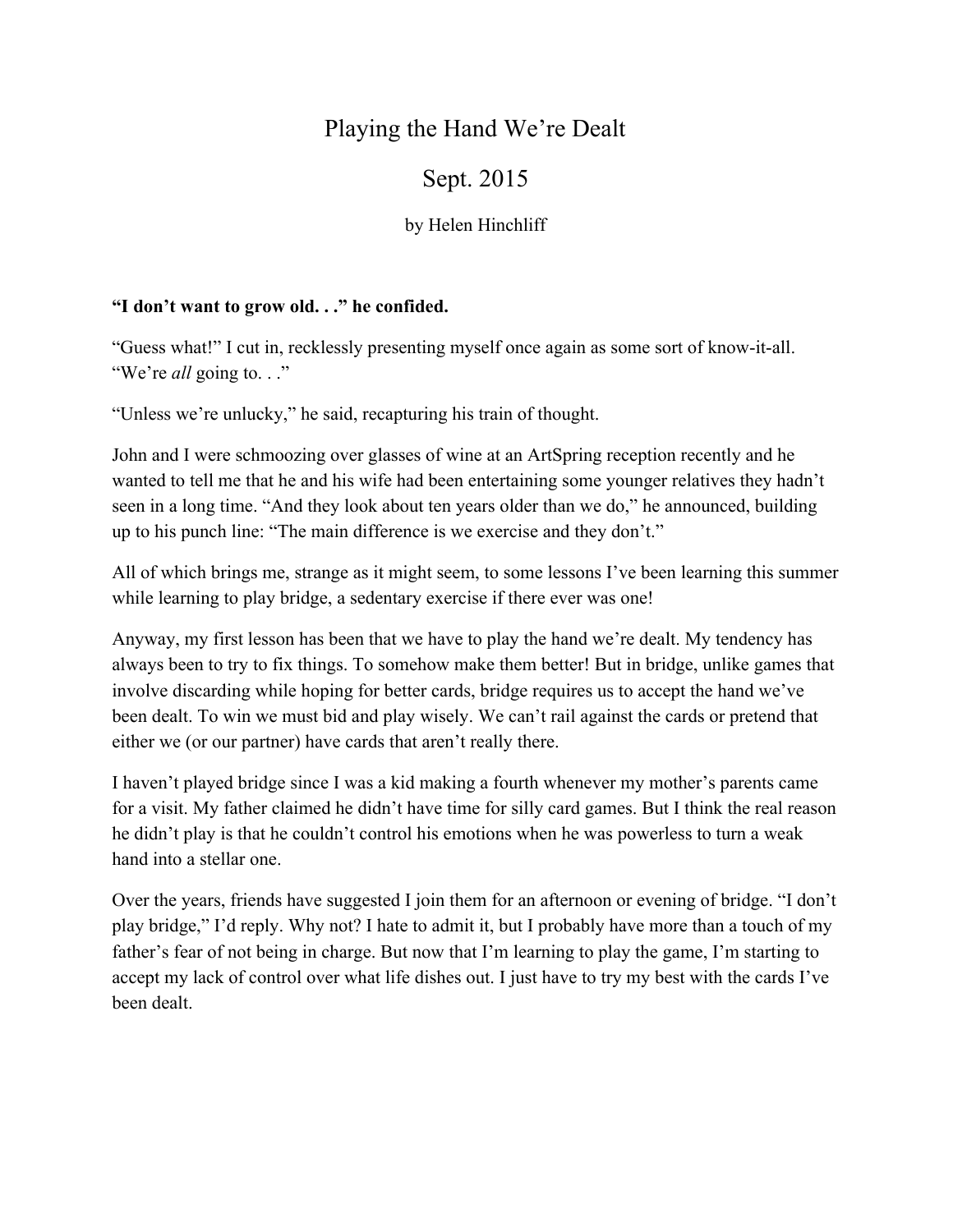# Playing the Hand We're Dealt

## Sept. 2015

by Helen Hinchliff

**"I don't want to grow old. . ." he confided.**

"Guess what!" I cut in, recklessly presenting myself once again as some sort of know-it-all. "We're *all* going to. . ."

"Unless we're unlucky," he said, recapturing his train of thought.

John and I were schmoozing over glasses of wine at an ArtSpring reception recently and he wanted to tell me that he and his wife had been entertaining some younger relatives they hadn't seen in a long time. "And they look about ten years older than we do," he announced, building up to his punch line: "The main difference is we exercise and they don't."

All of which brings me, strange as it might seem, to some lessons I've been learning this summer while learning to play bridge, a sedentary exercise if there ever was one!

Anyway, my first lesson has been that we have to play the hand we're dealt. My tendency has always been to try to fix things. To somehow make them better! But in bridge, unlike games that involve discarding while hoping for better cards, bridge requires us to accept the hand we've been dealt. To win we must bid and play wisely. We can't rail against the cards or pretend that either we (or our partner) have cards that aren't really there.

I haven't played bridge since I was a kid making a fourth whenever my mother's parents came for a visit. My father claimed he didn't have time for silly card games. But I think the real reason he didn't play is that he couldn't control his emotions when he was powerless to turn a weak hand into a stellar one.

Over the years, friends have suggested I join them for an afternoon or evening of bridge. "I don't play bridge," I'd reply. Why not? I hate to admit it, but I probably have more than a touch of my father's fear of not being in charge. But now that I'm learning to play the game, I'm starting to accept my lack of control over what life dishes out. I just have to try my best with the cards I've been dealt.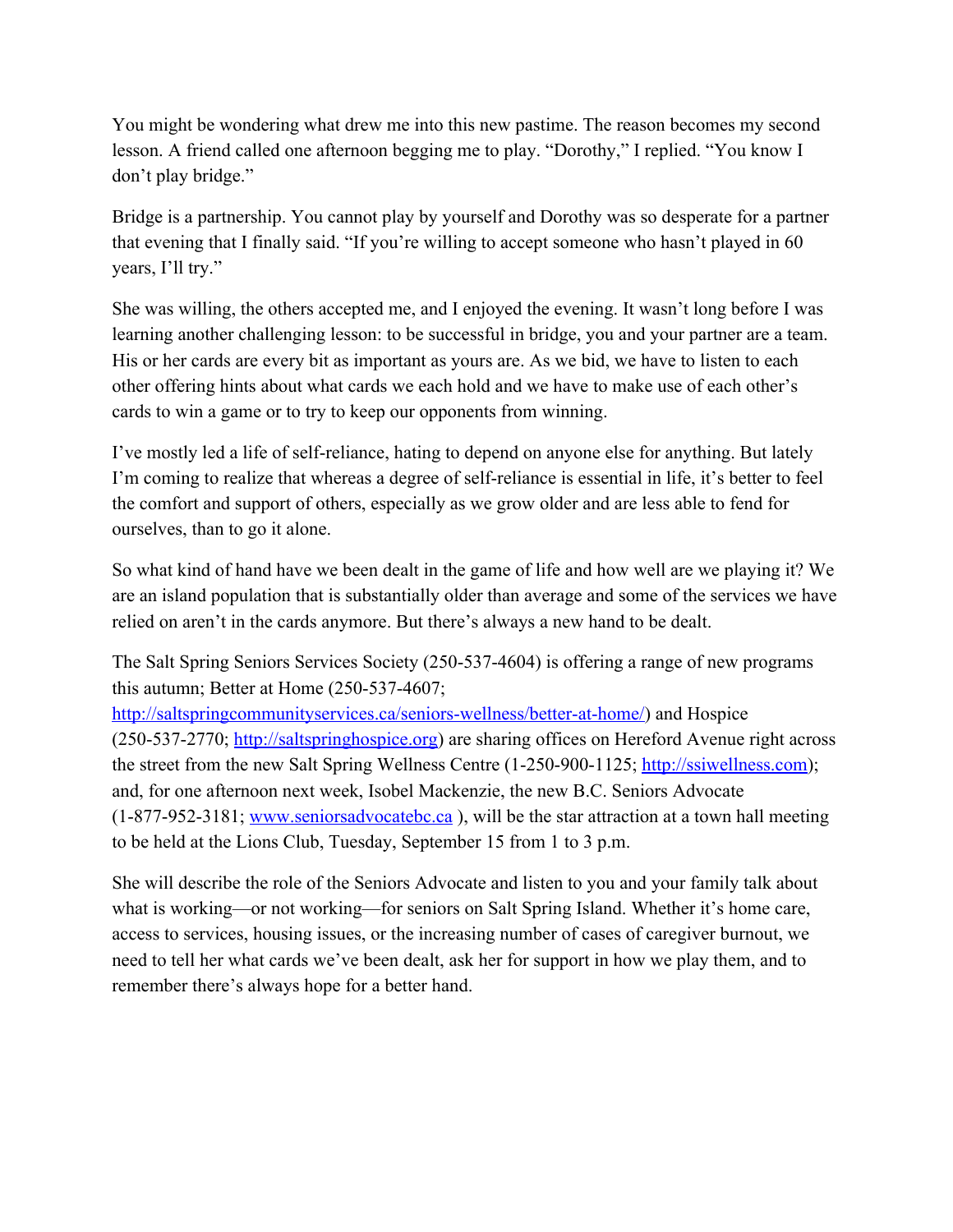You might be wondering what drew me into this new pastime. The reason becomes my second lesson. A friend called one afternoon begging me to play. "Dorothy," I replied. "You know I don't play bridge."

Bridge is a partnership. You cannot play by yourself and Dorothy was so desperate for a partner that evening that I finally said. "If you're willing to accept someone who hasn't played in 60 years, I'll try."

She was willing, the others accepted me, and I enjoyed the evening. It wasn't long before I was learning another challenging lesson: to be successful in bridge, you and your partner are a team. His or her cards are every bit as important as yours are. As we bid, we have to listen to each other offering hints about what cards we each hold and we have to make use of each other's cards to win a game or to try to keep our opponents from winning.

I've mostly led a life of self-reliance, hating to depend on anyone else for anything. But lately I'm coming to realize that whereas a degree of self-reliance is essential in life, it's better to feel the comfort and support of others, especially as we grow older and are less able to fend for ourselves, than to go it alone.

So what kind of hand have we been dealt in the game of life and how well are we playing it? We are an island population that is substantially older than average and some of the services we have relied on aren't in the cards anymore. But there's always a new hand to be dealt.

The Salt Spring Seniors Services Society (250-537-4604) is offering a range of new programs this autumn; Better at Home (250-537-4607; http://saltspringcommunityservices.ca/seniors-wellness/better-at-home/) and Hospice (250-537-2770; http://saltspringhospice.org) are sharing offices on Hereford Avenue right across the street from the new Salt Spring Wellness Centre (1-250-900-1125; http://ssiwellness.com); and, for one afternoon next week, Isobel Mackenzie, the new B.C. Seniors Advocate (1-877-952-3181; www.seniorsadvocatebc.ca ), will be the star attraction at a town hall meeting to be held at the Lions Club, Tuesday, September 15 from 1 to 3 p.m.

She will describe the role of the Seniors Advocate and listen to you and your family talk about what is working—or not working—for seniors on Salt Spring Island. Whether it's home care, access to services, housing issues, or the increasing number of cases of caregiver burnout, we need to tell her what cards we've been dealt, ask her for support in how we play them, and to remember there's always hope for a better hand.